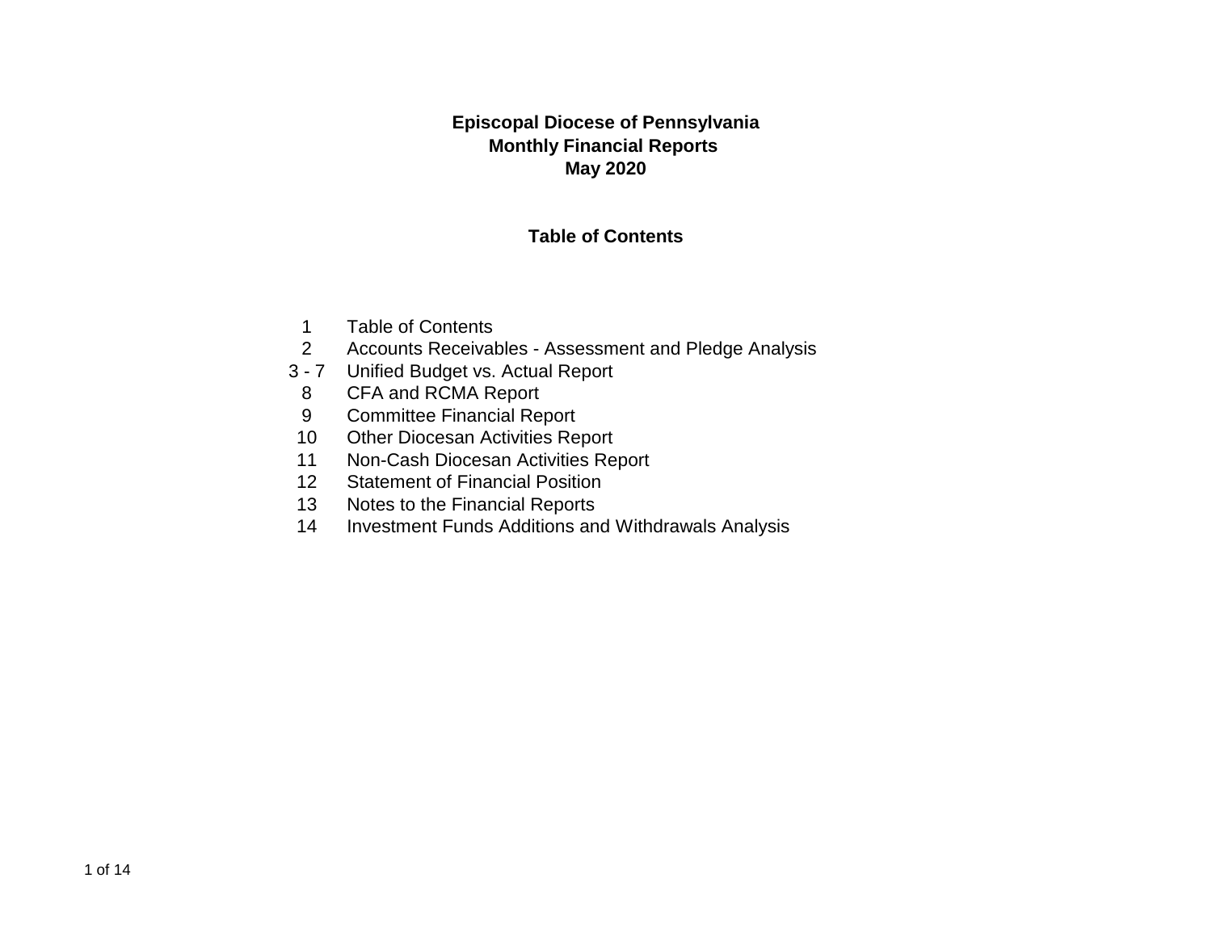# Episcopal Diocese of Pennsylvania

## Monthly Financial Reports

## May 2020

### Table of Contents

| | |
|---|---|
| 1 | Table of Contents |
| 2 | Accounts Receivables - Assessment and Pledge Analysis |
| 3 - 7 | Unified Budget vs. Actual Report |
| 8 | CFA and RCMA Report |
| 9 | Committee Financial Report |
| 10 | Other Diocesan Activities Report |
| 11 | Non-Cash Diocesan Activities Report |
| 12 | Statement of Financial Position |
| 13 | Notes to the Financial Reports |
| 14 | Investment Funds Additions and Withdrawals Analysis |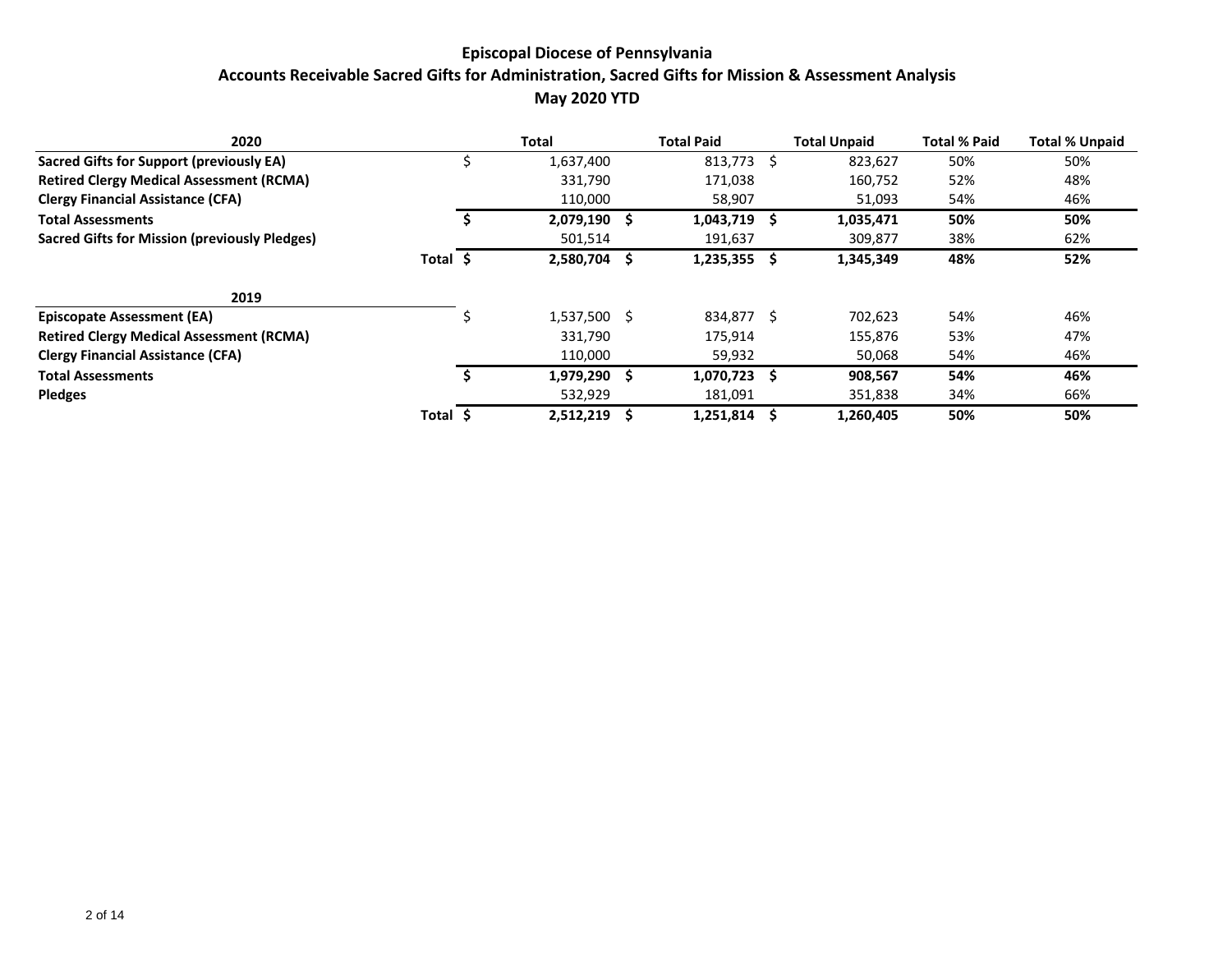# Episcopal Diocese of Pennsylvania

## Accounts Receivable Sacred Gifts for Administration, Sacred Gifts for Mission & Assessment Analysis

### May 2020 YTD

| 2020 | Total | Total Paid | Total Unpaid | Total % Paid | Total % Unpaid |
|---|---|---|---|---|---|
| **Sacred Gifts for Support (previously EA)** | $ 1,637,400 | 813,773 | $ 823,627 | 50% | 50% |
| **Retired Clergy Medical Assessment (RCMA)** | 331,790 | 171,038 | 160,752 | 52% | 48% |
| **Clergy Financial Assistance (CFA)** | 110,000 | 58,907 | 51,093 | 54% | 46% |
| **Total Assessments** | **$ 2,079,190** | **$ 1,043,719** | **$ 1,035,471** | **50%** | **50%** |
| **Sacred Gifts for Mission (previously Pledges)** | 501,514 | 191,637 | 309,877 | 38% | 62% |
| **Total** | **$ 2,580,704** | **$ 1,235,355** | **$ 1,345,349** | **48%** | **52%** |

| 2019 | Total | Total Paid | Total Unpaid | Total % Paid | Total % Unpaid |
|---|---|---|---|---|---|
| **Episcopate Assessment (EA)** | $ 1,537,500 | $ 834,877 | $ 702,623 | 54% | 46% |
| **Retired Clergy Medical Assessment (RCMA)** | 331,790 | 175,914 | 155,876 | 53% | 47% |
| **Clergy Financial Assistance (CFA)** | 110,000 | 59,932 | 50,068 | 54% | 46% |
| **Total Assessments** | **$ 1,979,290** | **$ 1,070,723** | **$ 908,567** | **54%** | **46%** |
| **Pledges** | 532,929 | 181,091 | 351,838 | 34% | 66% |
| **Total** | **$ 2,512,219** | **$ 1,251,814** | **$ 1,260,405** | **50%** | **50%** |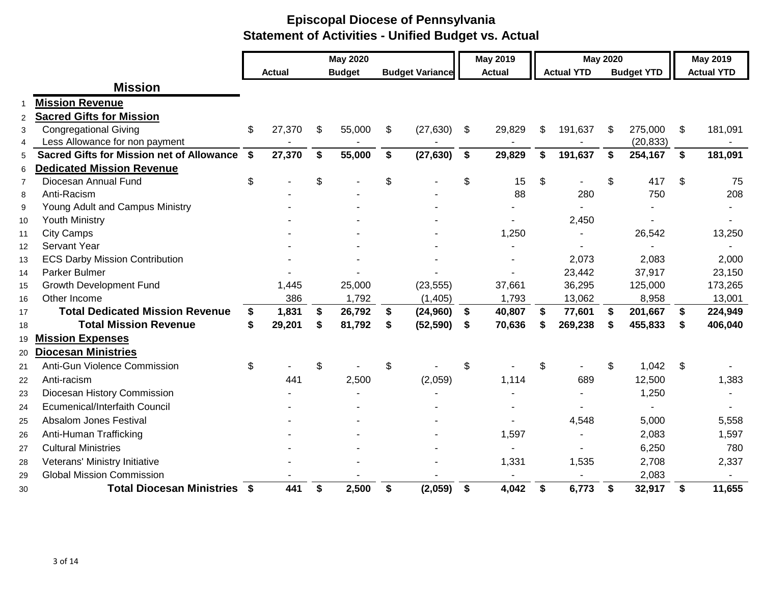# Episcopal Diocese of Pennsylvania
## Statement of Activities - Unified Budget vs. Actual

| | | May 2020 | | | May 2019 | May 2020 | | May 2019 |
|---|---|---|---|---|---|---|---|---|
| | | **Actual** | **Budget** | **Budget Variance** | **Actual** | **Actual YTD** | **Budget YTD** | **Actual YTD** |
| | **Mission** | | | | | | | |
| 1 | **Mission Revenue** | | | | | | | |
| 2 | **Sacred Gifts for Mission** | | | | | | | |
| 3 | Congregational Giving | $ 27,370 | $ 55,000 | $ (27,630) | $ 29,829 | $ 191,637 | $ 275,000 | $ 181,091 |
| 4 | Less Allowance for non payment | - | - | - | - | - | (20,833) | - |
| 5 | **Sacred Gifts for Mission net of Allowance** | **$ 27,370** | **$ 55,000** | **$ (27,630)** | **$ 29,829** | **$ 191,637** | **$ 254,167** | **$ 181,091** |
| 6 | **Dedicated Mission Revenue** | | | | | | | |
| 7 | Diocesan Annual Fund | $ - | $ - | $ - | $ 15 | $ - | $ 417 | $ 75 |
| 8 | Anti-Racism | - | - | - | 88 | 280 | 750 | 208 |
| 9 | Young Adult and Campus Ministry | - | - | - | - | - | - | - |
| 10 | Youth Ministry | - | - | - | - | 2,450 | - | - |
| 11 | City Camps | - | - | - | 1,250 | - | 26,542 | 13,250 |
| 12 | Servant Year | - | - | - | - | - | - | - |
| 13 | ECS Darby Mission Contribution | - | - | - | - | 2,073 | 2,083 | 2,000 |
| 14 | Parker Bulmer | - | - | - | - | 23,442 | 37,917 | 23,150 |
| 15 | Growth Development Fund | 1,445 | 25,000 | (23,555) | 37,661 | 36,295 | 125,000 | 173,265 |
| 16 | Other Income | 386 | 1,792 | (1,405) | 1,793 | 13,062 | 8,958 | 13,001 |
| 17 | **Total Dedicated Mission Revenue** | **$ 1,831** | **$ 26,792** | **$ (24,960)** | **$ 40,807** | **$ 77,601** | **$ 201,667** | **$ 224,949** |
| 18 | **Total Mission Revenue** | **$ 29,201** | **$ 81,792** | **$ (52,590)** | **$ 70,636** | **$ 269,238** | **$ 455,833** | **$ 406,040** |
| 19 | **Mission Expenses** | | | | | | | |
| 20 | **Diocesan Ministries** | | | | | | | |
| 21 | Anti-Gun Violence Commission | $ - | $ - | $ - | $ - | $ - | $ 1,042 | $ - |
| 22 | Anti-racism | 441 | 2,500 | (2,059) | 1,114 | 689 | 12,500 | 1,383 |
| 23 | Diocesan History Commission | - | - | - | - | - | 1,250 | - |
| 24 | Ecumenical/Interfaith Council | - | - | - | - | - | - | - |
| 25 | Absalom Jones Festival | - | - | - | - | 4,548 | 5,000 | 5,558 |
| 26 | Anti-Human Trafficking | - | - | - | 1,597 | - | 2,083 | 1,597 |
| 27 | Cultural Ministries | - | - | - | - | - | 6,250 | 780 |
| 28 | Veterans' Ministry Initiative | - | - | - | 1,331 | 1,535 | 2,708 | 2,337 |
| 29 | Global Mission Commission | - | - | - | - | - | 2,083 | - |
| 30 | **Total Diocesan Ministries** | **$ 441** | **$ 2,500** | **$ (2,059)** | **$ 4,042** | **$ 6,773** | **$ 32,917** | **$ 11,655** |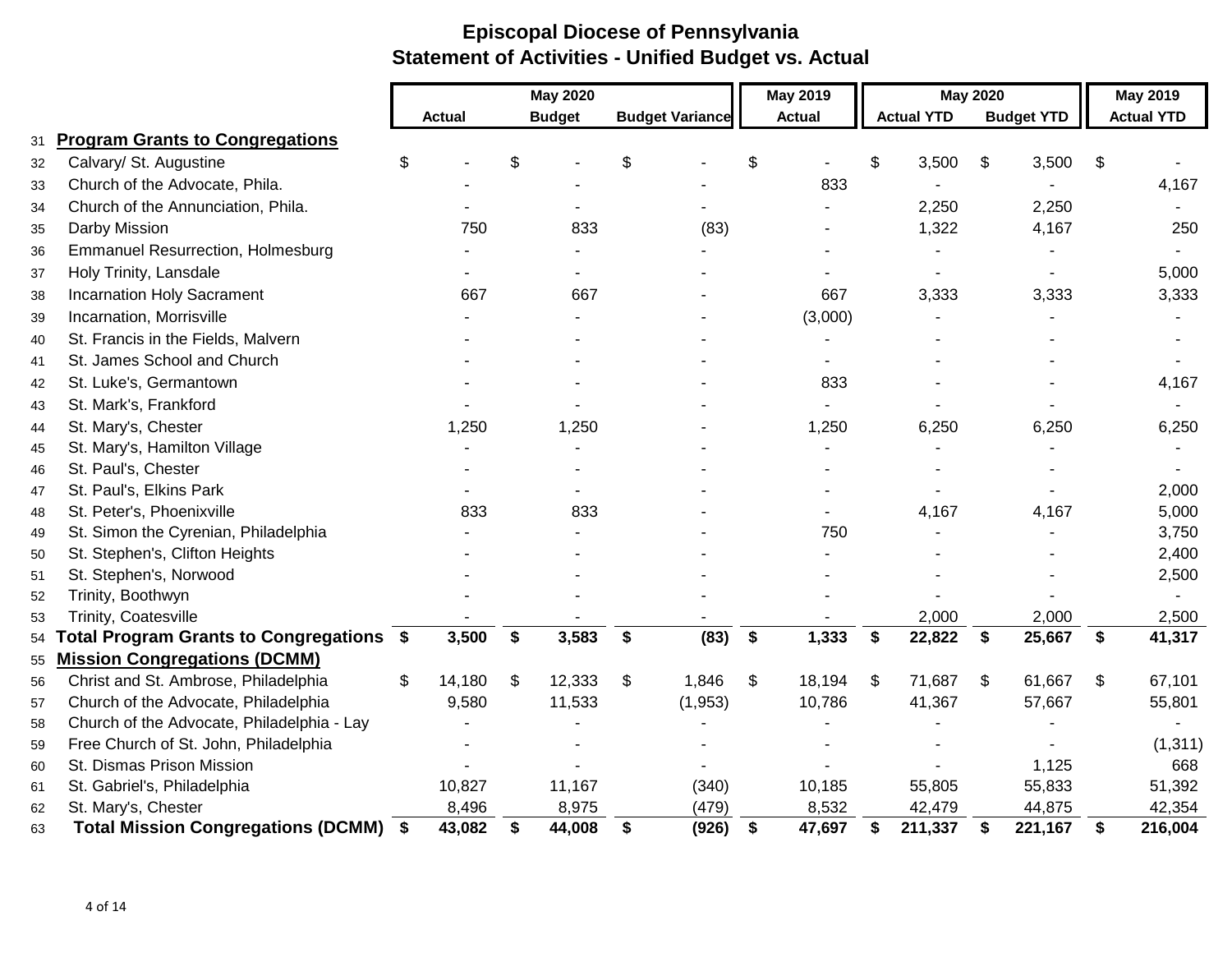# Episcopal Diocese of Pennsylvania

## Statement of Activities - Unified Budget vs. Actual

| | | May 2020 | | | May 2019 | May 2020 | | May 2019 |
|---|---|---|---|---|---|---|---|---|
| | | Actual | Budget | Budget Variance | Actual | Actual YTD | Budget YTD | Actual YTD |
| 31 | **Program Grants to Congregations** | | | | | | | |
| 32 | Calvary/ St. Augustine | $ - | $ - | $ - | $ - | $ 3,500 | $ 3,500 | $ - |
| 33 | Church of the Advocate, Phila. | - | - | - | 833 | - | - | 4,167 |
| 34 | Church of the Annunciation, Phila. | - | - | - | - | 2,250 | 2,250 | - |
| 35 | Darby Mission | 750 | 833 | (83) | - | 1,322 | 4,167 | 250 |
| 36 | Emmanuel Resurrection, Holmesburg | - | - | - | - | - | - | - |
| 37 | Holy Trinity, Lansdale | - | - | - | - | - | - | 5,000 |
| 38 | Incarnation Holy Sacrament | 667 | 667 | - | 667 | 3,333 | 3,333 | 3,333 |
| 39 | Incarnation, Morrisville | - | - | - | (3,000) | - | - | - |
| 40 | St. Francis in the Fields, Malvern | - | - | - | - | - | - | - |
| 41 | St. James School and Church | - | - | - | - | - | - | - |
| 42 | St. Luke's, Germantown | - | - | - | 833 | - | - | 4,167 |
| 43 | St. Mark's, Frankford | - | - | - | - | - | - | - |
| 44 | St. Mary's, Chester | 1,250 | 1,250 | - | 1,250 | 6,250 | 6,250 | 6,250 |
| 45 | St. Mary's, Hamilton Village | - | - | - | - | - | - | - |
| 46 | St. Paul's, Chester | - | - | - | - | - | - | - |
| 47 | St. Paul's, Elkins Park | - | - | - | - | - | - | 2,000 |
| 48 | St. Peter's, Phoenixville | 833 | 833 | - | - | 4,167 | 4,167 | 5,000 |
| 49 | St. Simon the Cyrenian, Philadelphia | - | - | - | 750 | - | - | 3,750 |
| 50 | St. Stephen's, Clifton Heights | - | - | - | - | - | - | 2,400 |
| 51 | St. Stephen's, Norwood | - | - | - | - | - | - | 2,500 |
| 52 | Trinity, Boothwyn | - | - | - | - | - | - | - |
| 53 | Trinity, Coatesville | - | - | - | - | 2,000 | 2,000 | 2,500 |
| 54 | **Total Program Grants to Congregations** | **$ 3,500** | **$ 3,583** | **$ (83)** | **$ 1,333** | **$ 22,822** | **$ 25,667** | **$ 41,317** |
| 55 | **Mission Congregations (DCMM)** | | | | | | | |
| 56 | Christ and St. Ambrose, Philadelphia | $ 14,180 | $ 12,333 | $ 1,846 | $ 18,194 | $ 71,687 | $ 61,667 | $ 67,101 |
| 57 | Church of the Advocate, Philadelphia | 9,580 | 11,533 | (1,953) | 10,786 | 41,367 | 57,667 | 55,801 |
| 58 | Church of the Advocate, Philadelphia - Lay | - | - | - | - | - | - | - |
| 59 | Free Church of St. John, Philadelphia | - | - | - | - | - | - | (1,311) |
| 60 | St. Dismas Prison Mission | - | - | - | - | - | 1,125 | 668 |
| 61 | St. Gabriel's, Philadelphia | 10,827 | 11,167 | (340) | 10,185 | 55,805 | 55,833 | 51,392 |
| 62 | St. Mary's, Chester | 8,496 | 8,975 | (479) | 8,532 | 42,479 | 44,875 | 42,354 |
| 63 | **Total Mission Congregations (DCMM)** | **$ 43,082** | **$ 44,008** | **$ (926)** | **$ 47,697** | **$ 211,337** | **$ 221,167** | **$ 216,004** |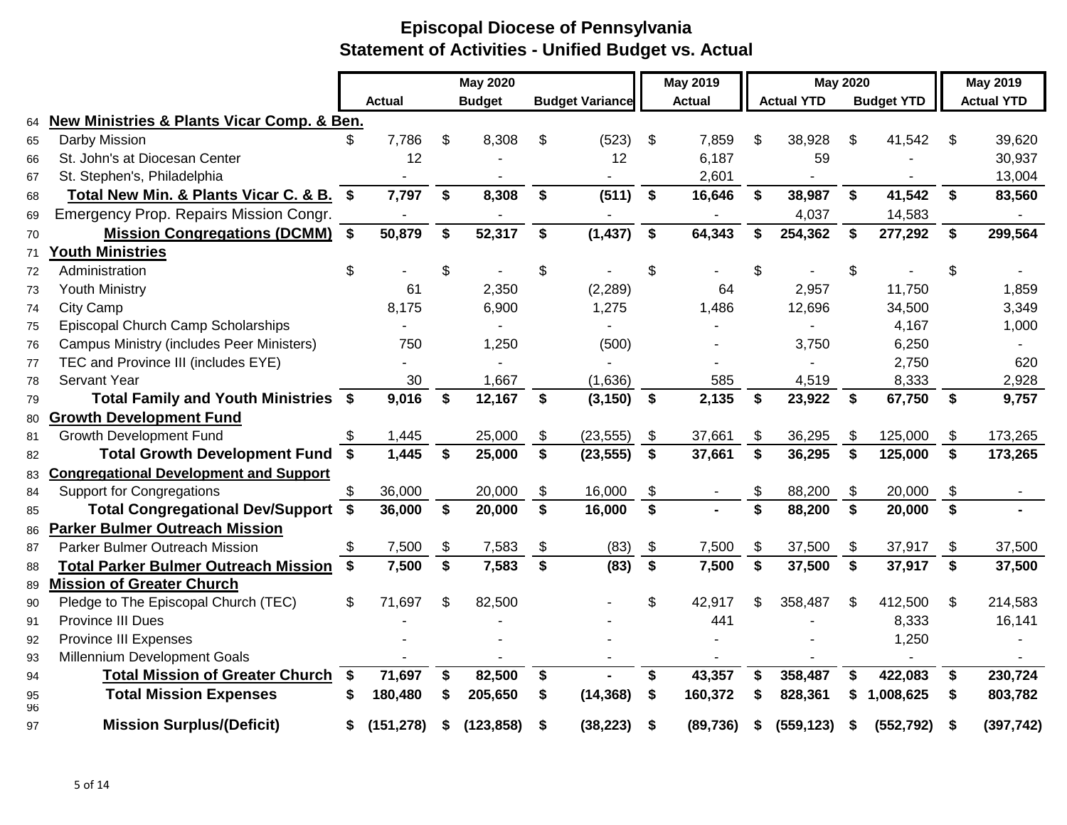# Episcopal Diocese of Pennsylvania

## Statement of Activities - Unified Budget vs. Actual

| | | May 2020 | | | May 2019 | May 2020 | | May 2019 |
|---|---|---|---|---|---|---|---|---|
| | | Actual | Budget | Budget Variance | Actual | Actual YTD | Budget YTD | Actual YTD |
| 64 | **New Ministries & Plants Vicar Comp. & Ben.** | | | | | | | |
| 65 | Darby Mission | $ 7,786 | $ 8,308 | $ (523) | $ 7,859 | $ 38,928 | $ 41,542 | $ 39,620 |
| 66 | St. John's at Diocesan Center | 12 | - | 12 | 6,187 | 59 | - | 30,937 |
| 67 | St. Stephen's, Philadelphia | - | - | - | 2,601 | - | - | 13,004 |
| 68 | **Total New Min. & Plants Vicar C. & B.** | **$ 7,797** | **$ 8,308** | **$ (511)** | **$ 16,646** | **$ 38,987** | **$ 41,542** | **$ 83,560** |
| 69 | Emergency Prop. Repairs Mission Congr. | - | - | - | - | 4,037 | 14,583 | - |
| 70 | **Mission Congregations (DCMM)** | **$ 50,879** | **$ 52,317** | **$ (1,437)** | **$ 64,343** | **$ 254,362** | **$ 277,292** | **$ 299,564** |
| 71 | **Youth Ministries** | | | | | | | |
| 72 | Administration | $ - | $ - | $ - | $ - | $ - | $ - | $ - |
| 73 | Youth Ministry | 61 | 2,350 | (2,289) | 64 | 2,957 | 11,750 | 1,859 |
| 74 | City Camp | 8,175 | 6,900 | 1,275 | 1,486 | 12,696 | 34,500 | 3,349 |
| 75 | Episcopal Church Camp Scholarships | - | - | - | - | - | 4,167 | 1,000 |
| 76 | Campus Ministry (includes Peer Ministers) | 750 | 1,250 | (500) | - | 3,750 | 6,250 | - |
| 77 | TEC and Province III (includes EYE) | - | - | - | - | - | 2,750 | 620 |
| 78 | Servant Year | 30 | 1,667 | (1,636) | 585 | 4,519 | 8,333 | 2,928 |
| 79 | **Total Family and Youth Ministries** | **$ 9,016** | **$ 12,167** | **$ (3,150)** | **$ 2,135** | **$ 23,922** | **$ 67,750** | **$ 9,757** |
| 80 | **Growth Development Fund** | | | | | | | |
| 81 | Growth Development Fund | $ 1,445 | 25,000 | $ (23,555) | $ 37,661 | $ 36,295 | $ 125,000 | $ 173,265 |
| 82 | **Total Growth Development Fund** | **$ 1,445** | **$ 25,000** | **$ (23,555)** | **$ 37,661** | **$ 36,295** | **$ 125,000** | **$ 173,265** |
| 83 | **Congregational Development and Support** | | | | | | | |
| 84 | Support for Congregations | $ 36,000 | 20,000 | $ 16,000 | $ - | $ 88,200 | $ 20,000 | $ - |
| 85 | **Total Congregational Dev/Support** | **$ 36,000** | **$ 20,000** | **$ 16,000** | **$ -** | **$ 88,200** | **$ 20,000** | **$ -** |
| 86 | **Parker Bulmer Outreach Mission** | | | | | | | |
| 87 | Parker Bulmer Outreach Mission | $ 7,500 | $ 7,583 | $ (83) | $ 7,500 | $ 37,500 | $ 37,917 | $ 37,500 |
| 88 | **Total Parker Bulmer Outreach Mission** | **$ 7,500** | **$ 7,583** | **$ (83)** | **$ 7,500** | **$ 37,500** | **$ 37,917** | **$ 37,500** |
| 89 | **Mission of Greater Church** | | | | | | | |
| 90 | Pledge to The Episcopal Church (TEC) | $ 71,697 | $ 82,500 | - | $ 42,917 | $ 358,487 | $ 412,500 | $ 214,583 |
| 91 | Province III Dues | - | - | - | 441 | - | 8,333 | 16,141 |
| 92 | Province III Expenses | - | - | - | - | - | 1,250 | - |
| 93 | Millennium Development Goals | - | - | - | - | - | - | - |
| 94 | **Total Mission of Greater Church** | **$ 71,697** | **$ 82,500** | **$ -** | **$ 43,357** | **$ 358,487** | **$ 422,083** | **$ 230,724** |
| 95 | **Total Mission Expenses** | **$ 180,480** | **$ 205,650** | **$ (14,368)** | **$ 160,372** | **$ 828,361** | **$ 1,008,625** | **$ 803,782** |
| 96 | | | | | | | | |
| 97 | **Mission Surplus/(Deficit)** | **$ (151,278)** | **$ (123,858)** | **$ (38,223)** | **$ (89,736)** | **$ (559,123)** | **$ (552,792)** | **$ (397,742)** |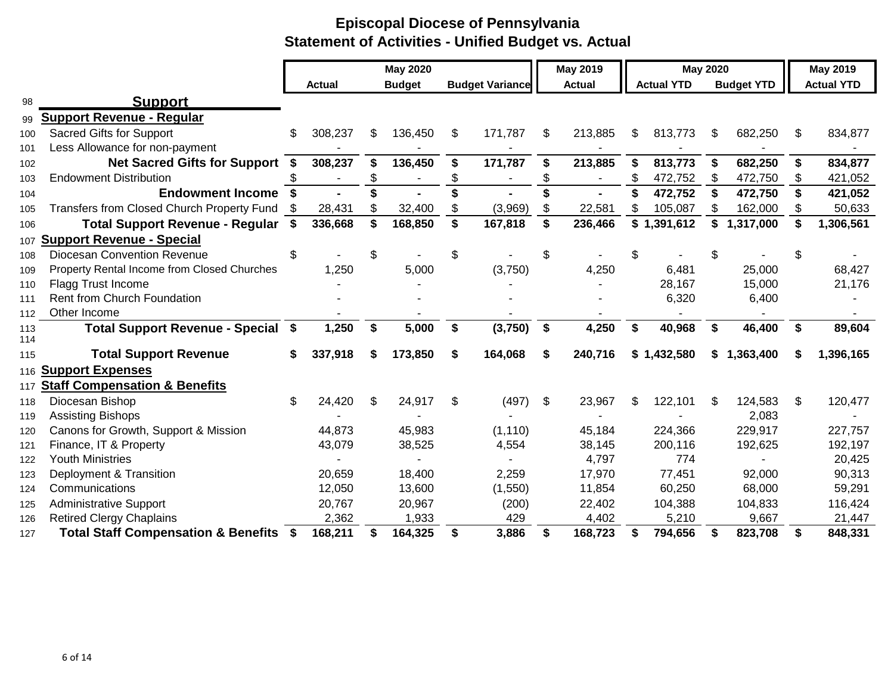# Episcopal Diocese of Pennsylvania
## Statement of Activities - Unified Budget vs. Actual

| | | May 2020 | | May 2019 | May 2020 | | May 2019 |
|---|---|---|---|---|---|---|---|
| | Actual | Budget | Budget Variance | Actual | Actual YTD | Budget YTD | Actual YTD |
| 98 **Support** | | | | | | | |
| 99 **Support Revenue - Regular** | | | | | | | |
| 100 Sacred Gifts for Support | $ 308,237 | $ 136,450 | $ 171,787 | $ 213,885 | $ 813,773 | $ 682,250 | $ 834,877 |
| 101 Less Allowance for non-payment | - | - | - | - | - | - | - |
| 102 **Net Sacred Gifts for Support** | **$ 308,237** | **$ 136,450** | **$ 171,787** | **$ 213,885** | **$ 813,773** | **$ 682,250** | **$ 834,877** |
| 103 Endowment Distribution | $ - | $ - | $ - | $ - | $ 472,752 | $ 472,750 | $ 421,052 |
| 104 **Endowment Income** | **$ -** | **$ -** | **$ -** | **$ -** | **$ 472,752** | **$ 472,750** | **$ 421,052** |
| 105 Transfers from Closed Church Property Fund | $ 28,431 | $ 32,400 | $ (3,969) | $ 22,581 | $ 105,087 | $ 162,000 | $ 50,633 |
| 106 **Total Support Revenue - Regular** | **$ 336,668** | **$ 168,850** | **$ 167,818** | **$ 236,466** | **$ 1,391,612** | **$ 1,317,000** | **$ 1,306,561** |
| 107 **Support Revenue - Special** | | | | | | | |
| 108 Diocesan Convention Revenue | $ - | $ - | $ - | $ - | $ - | $ - | $ - |
| 109 Property Rental Income from Closed Churches | 1,250 | 5,000 | (3,750) | 4,250 | 6,481 | 25,000 | 68,427 |
| 110 Flagg Trust Income | - | - | - | - | 28,167 | 15,000 | 21,176 |
| 111 Rent from Church Foundation | - | - | - | - | 6,320 | 6,400 | - |
| 112 Other Income | - | - | - | - | - | - | - |
| 113 **Total Support Revenue - Special** | **$ 1,250** | **$ 5,000** | **$ (3,750)** | **$ 4,250** | **$ 40,968** | **$ 46,400** | **$ 89,604** |
| 114 | | | | | | | |
| 115 **Total Support Revenue** | **$ 337,918** | **$ 173,850** | **$ 164,068** | **$ 240,716** | **$ 1,432,580** | **$ 1,363,400** | **$ 1,396,165** |
| 116 **Support Expenses** | | | | | | | |
| 117 **Staff Compensation & Benefits** | | | | | | | |
| 118 Diocesan Bishop | $ 24,420 | $ 24,917 | $ (497) | $ 23,967 | $ 122,101 | $ 124,583 | $ 120,477 |
| 119 Assisting Bishops | - | - | - | - | - | 2,083 | - |
| 120 Canons for Growth, Support & Mission | 44,873 | 45,983 | (1,110) | 45,184 | 224,366 | 229,917 | 227,757 |
| 121 Finance, IT & Property | 43,079 | 38,525 | 4,554 | 38,145 | 200,116 | 192,625 | 192,197 |
| 122 Youth Ministries | - | - | - | 4,797 | 774 | - | 20,425 |
| 123 Deployment & Transition | 20,659 | 18,400 | 2,259 | 17,970 | 77,451 | 92,000 | 90,313 |
| 124 Communications | 12,050 | 13,600 | (1,550) | 11,854 | 60,250 | 68,000 | 59,291 |
| 125 Administrative Support | 20,767 | 20,967 | (200) | 22,402 | 104,388 | 104,833 | 116,424 |
| 126 Retired Clergy Chaplains | 2,362 | 1,933 | 429 | 4,402 | 5,210 | 9,667 | 21,447 |
| 127 **Total Staff Compensation & Benefits** | **$ 168,211** | **$ 164,325** | **$ 3,886** | **$ 168,723** | **$ 794,656** | **$ 823,708** | **$ 848,331** |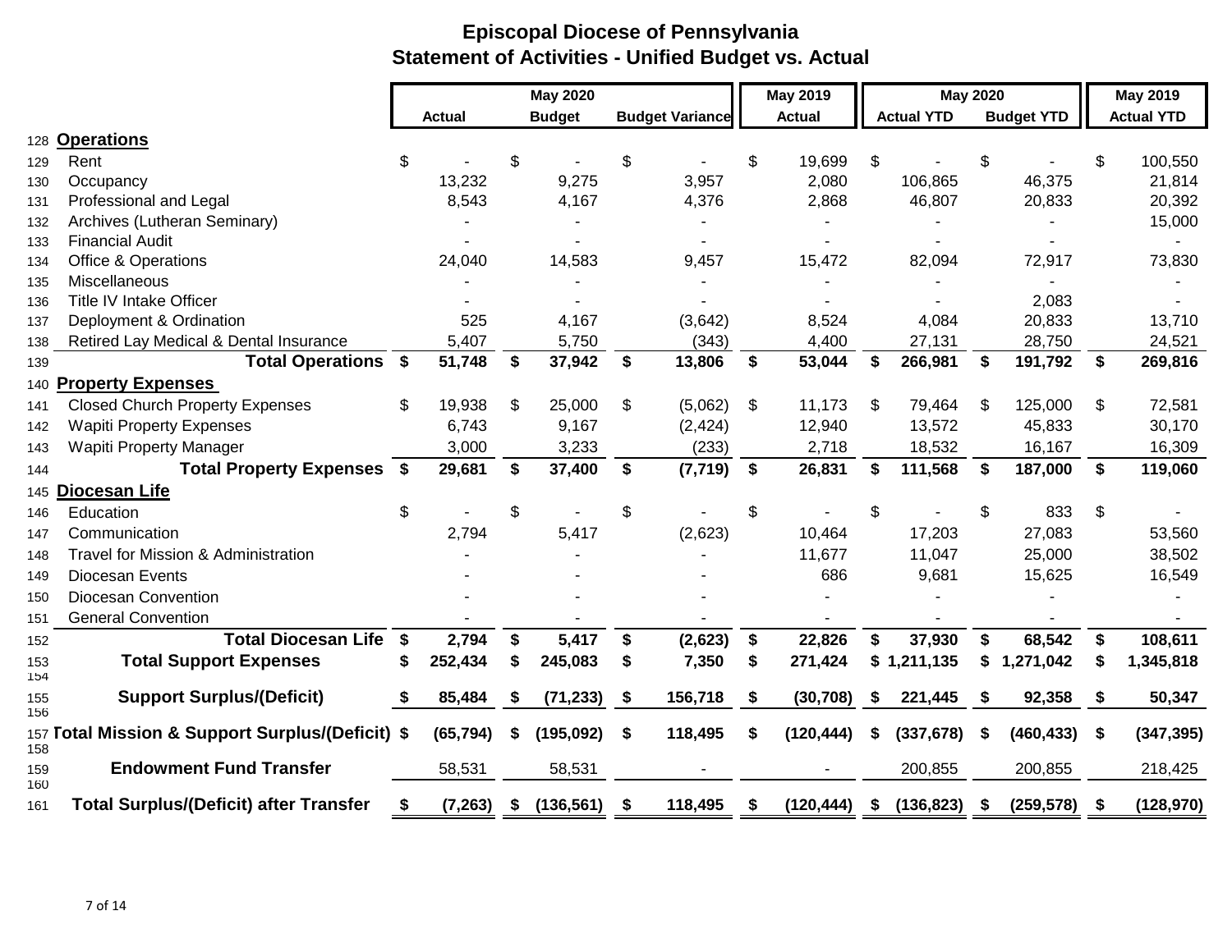# Episcopal Diocese of Pennsylvania

## Statement of Activities - Unified Budget vs. Actual

| | | May 2020 | | | May 2019 | May 2020 | | May 2019 |
|---|---|---|---|---|---|---|---|---|
| | | Actual | Budget | Budget Variance | Actual | Actual YTD | Budget YTD | Actual YTD |
| 128 | **Operations** | | | | | | | |
| 129 | Rent | $ - | $ - | $ - | $ 19,699 | $ - | $ - | $ 100,550 |
| 130 | Occupancy | 13,232 | 9,275 | 3,957 | 2,080 | 106,865 | 46,375 | 21,814 |
| 131 | Professional and Legal | 8,543 | 4,167 | 4,376 | 2,868 | 46,807 | 20,833 | 20,392 |
| 132 | Archives (Lutheran Seminary) | - | - | - | - | - | - | 15,000 |
| 133 | Financial Audit | - | - | - | - | - | - | - |
| 134 | Office & Operations | 24,040 | 14,583 | 9,457 | 15,472 | 82,094 | 72,917 | 73,830 |
| 135 | Miscellaneous | - | - | - | - | - | - | - |
| 136 | Title IV Intake Officer | - | - | - | - | - | 2,083 | - |
| 137 | Deployment & Ordination | 525 | 4,167 | (3,642) | 8,524 | 4,084 | 20,833 | 13,710 |
| 138 | Retired Lay Medical & Dental Insurance | 5,407 | 5,750 | (343) | 4,400 | 27,131 | 28,750 | 24,521 |
| 139 | **Total Operations** | **$ 51,748** | **$ 37,942** | **$ 13,806** | **$ 53,044** | **$ 266,981** | **$ 191,792** | **$ 269,816** |
| 140 | **Property Expenses** | | | | | | | |
| 141 | Closed Church Property Expenses | $ 19,938 | $ 25,000 | $ (5,062) | $ 11,173 | $ 79,464 | $ 125,000 | $ 72,581 |
| 142 | Wapiti Property Expenses | 6,743 | 9,167 | (2,424) | 12,940 | 13,572 | 45,833 | 30,170 |
| 143 | Wapiti Property Manager | 3,000 | 3,233 | (233) | 2,718 | 18,532 | 16,167 | 16,309 |
| 144 | **Total Property Expenses** | **$ 29,681** | **$ 37,400** | **$ (7,719)** | **$ 26,831** | **$ 111,568** | **$ 187,000** | **$ 119,060** |
| 145 | **Diocesan Life** | | | | | | | |
| 146 | Education | $ - | $ - | $ - | $ - | $ - | $ 833 | $ - |
| 147 | Communication | 2,794 | 5,417 | (2,623) | 10,464 | 17,203 | 27,083 | 53,560 |
| 148 | Travel for Mission & Administration | - | - | - | 11,677 | 11,047 | 25,000 | 38,502 |
| 149 | Diocesan Events | - | - | - | 686 | 9,681 | 15,625 | 16,549 |
| 150 | Diocesan Convention | - | - | - | - | - | - | - |
| 151 | General Convention | - | - | - | - | - | - | - |
| 152 | **Total Diocesan Life** | **$ 2,794** | **$ 5,417** | **$ (2,623)** | **$ 22,826** | **$ 37,930** | **$ 68,542** | **$ 108,611** |
| 153 | **Total Support Expenses** | **$ 252,434** | **$ 245,083** | **$ 7,350** | **$ 271,424** | **$ 1,211,135** | **$ 1,271,042** | **$ 1,345,818** |
| 154 | | | | | | | | |
| 155 | **Support Surplus/(Deficit)** | **$ 85,484** | **$ (71,233)** | **$ 156,718** | **$ (30,708)** | **$ 221,445** | **$ 92,358** | **$ 50,347** |
| 156 | | | | | | | | |
| 157 | **Total Mission & Support Surplus/(Deficit)** | **$ (65,794)** | **$ (195,092)** | **$ 118,495** | **$ (120,444)** | **$ (337,678)** | **$ (460,433)** | **$ (347,395)** |
| 158 | | | | | | | | |
| 159 | **Endowment Fund Transfer** | 58,531 | 58,531 | - | - | 200,855 | 200,855 | 218,425 |
| 160 | | | | | | | | |
| 161 | **Total Surplus/(Deficit) after Transfer** | **$ (7,263)** | **$ (136,561)** | **$ 118,495** | **$ (120,444)** | **$ (136,823)** | **$ (259,578)** | **$ (128,970)** |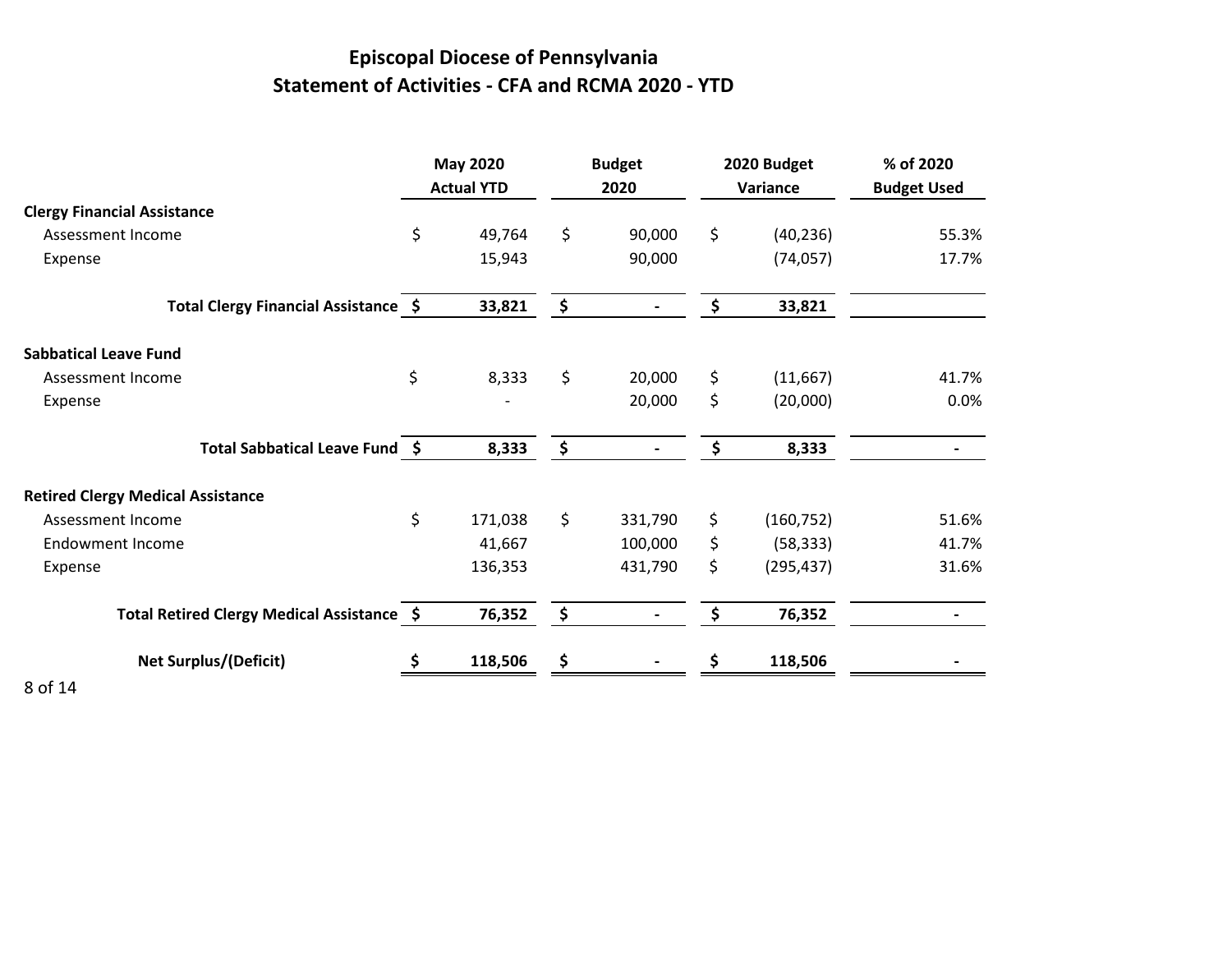# Episcopal Diocese of Pennsylvania

## Statement of Activities - CFA and RCMA 2020 - YTD

| | May 2020 Actual YTD | Budget 2020 | 2020 Budget Variance | % of 2020 Budget Used |
|---|---|---|---|---|
| **Clergy Financial Assistance** | | | | |
| Assessment Income | $ 49,764 | $ 90,000 | $ (40,236) | 55.3% |
| Expense | 15,943 | 90,000 | (74,057) | 17.7% |
| **Total Clergy Financial Assistance** | **$ 33,821** | **$ -** | **$ 33,821** | |
| **Sabbatical Leave Fund** | | | | |
| Assessment Income | $ 8,333 | $ 20,000 | $ (11,667) | 41.7% |
| Expense | - | 20,000 | $ (20,000) | 0.0% |
| **Total Sabbatical Leave Fund** | **$ 8,333** | **$ -** | **$ 8,333** | - |
| **Retired Clergy Medical Assistance** | | | | |
| Assessment Income | $ 171,038 | $ 331,790 | $ (160,752) | 51.6% |
| Endowment Income | 41,667 | 100,000 | $ (58,333) | 41.7% |
| Expense | 136,353 | 431,790 | $ (295,437) | 31.6% |
| **Total Retired Clergy Medical Assistance** | **$ 76,352** | **$ -** | **$ 76,352** | - |
| **Net Surplus/(Deficit)** | **$ 118,506** | **$ -** | **$ 118,506** | - |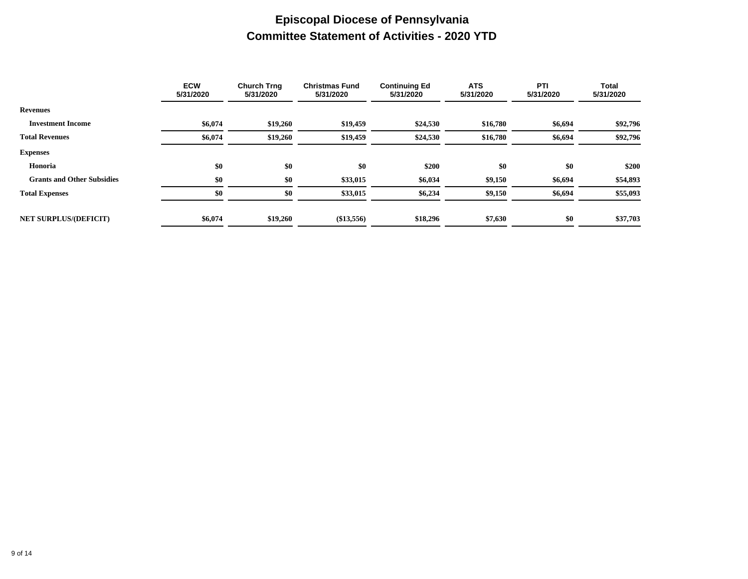# Episcopal Diocese of Pennsylvania

## Committee Statement of Activities - 2020 YTD

| | ECW 5/31/2020 | Church Trng 5/31/2020 | Christmas Fund 5/31/2020 | Continuing Ed 5/31/2020 | ATS 5/31/2020 | PTI 5/31/2020 | Total 5/31/2020 |
|---|---|---|---|---|---|---|---|
| **Revenues** | | | | | | | |
| **Investment Income** | $6,074 | $19,260 | $19,459 | $24,530 | $16,780 | $6,694 | $92,796 |
| **Total Revenues** | $6,074 | $19,260 | $19,459 | $24,530 | $16,780 | $6,694 | $92,796 |
| **Expenses** | | | | | | | |
| **Honoria** | $0 | $0 | $0 | $200 | $0 | $0 | $200 |
| **Grants and Other Subsidies** | $0 | $0 | $33,015 | $6,034 | $9,150 | $6,694 | $54,893 |
| **Total Expenses** | $0 | $0 | $33,015 | $6,234 | $9,150 | $6,694 | $55,093 |
| **NET SURPLUS/(DEFICIT)** | $6,074 | $19,260 | ($13,556) | $18,296 | $7,630 | $0 | $37,703 |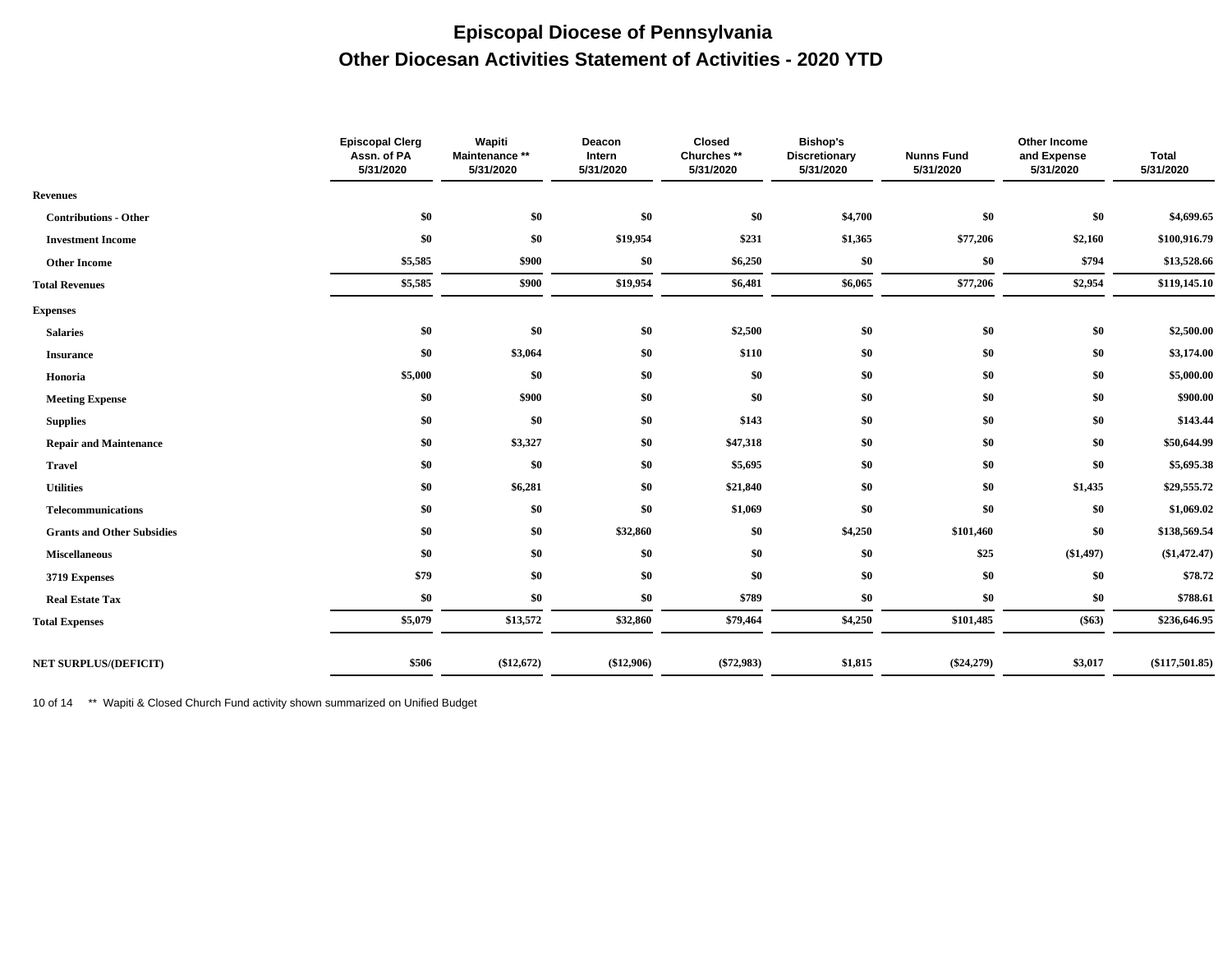# Episcopal Diocese of Pennsylvania

## Other Diocesan Activities Statement of Activities - 2020 YTD

| | Episcopal Clerg Assn. of PA 5/31/2020 | Wapiti Maintenance ** 5/31/2020 | Deacon Intern 5/31/2020 | Closed Churches ** 5/31/2020 | Bishop's Discretionary 5/31/2020 | Nunns Fund 5/31/2020 | Other Income and Expense 5/31/2020 | Total 5/31/2020 |
|---|---|---|---|---|---|---|---|---|
| **Revenues** | | | | | | | | |
| Contributions - Other | $0 | $0 | $0 | $0 | $4,700 | $0 | $0 | $4,699.65 |
| Investment Income | $0 | $0 | $19,954 | $231 | $1,365 | $77,206 | $2,160 | $100,916.79 |
| Other Income | $5,585 | $900 | $0 | $6,250 | $0 | $0 | $794 | $13,528.66 |
| **Total Revenues** | $5,585 | $900 | $19,954 | $6,481 | $6,065 | $77,206 | $2,954 | $119,145.10 |
| **Expenses** | | | | | | | | |
| Salaries | $0 | $0 | $0 | $2,500 | $0 | $0 | $0 | $2,500.00 |
| Insurance | $0 | $3,064 | $0 | $110 | $0 | $0 | $0 | $3,174.00 |
| Honoria | $5,000 | $0 | $0 | $0 | $0 | $0 | $0 | $5,000.00 |
| Meeting Expense | $0 | $900 | $0 | $0 | $0 | $0 | $0 | $900.00 |
| Supplies | $0 | $0 | $0 | $143 | $0 | $0 | $0 | $143.44 |
| Repair and Maintenance | $0 | $3,327 | $0 | $47,318 | $0 | $0 | $0 | $50,644.99 |
| Travel | $0 | $0 | $0 | $5,695 | $0 | $0 | $0 | $5,695.38 |
| Utilities | $0 | $6,281 | $0 | $21,840 | $0 | $0 | $1,435 | $29,555.72 |
| Telecommunications | $0 | $0 | $0 | $1,069 | $0 | $0 | $0 | $1,069.02 |
| Grants and Other Subsidies | $0 | $0 | $32,860 | $0 | $4,250 | $101,460 | $0 | $138,569.54 |
| Miscellaneous | $0 | $0 | $0 | $0 | $0 | $25 | ($1,497) | ($1,472.47) |
| 3719 Expenses | $79 | $0 | $0 | $0 | $0 | $0 | $0 | $78.72 |
| Real Estate Tax | $0 | $0 | $0 | $789 | $0 | $0 | $0 | $788.61 |
| **Total Expenses** | $5,079 | $13,572 | $32,860 | $79,464 | $4,250 | $101,485 | ($63) | $236,646.95 |
| **NET SURPLUS/(DEFICIT)** | $506 | ($12,672) | ($12,906) | ($72,983) | $1,815 | ($24,279) | $3,017 | ($117,501.85) |

** Wapiti & Closed Church Fund activity shown summarized on Unified Budget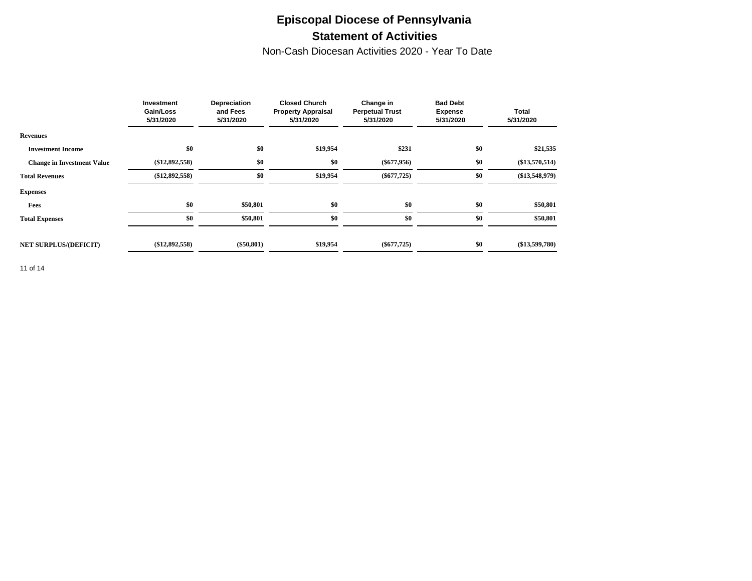# Episcopal Diocese of Pennsylvania

## Statement of Activities

Non-Cash Diocesan Activities 2020 - Year To Date

| | Investment Gain/Loss 5/31/2020 | Depreciation and Fees 5/31/2020 | Closed Church Property Appraisal 5/31/2020 | Change in Perpetual Trust 5/31/2020 | Bad Debt Expense 5/31/2020 | Total 5/31/2020 |
|---|---|---|---|---|---|---|
| **Revenues** | | | | | | |
| **Investment Income** | $0 | $0 | $19,954 | $231 | $0 | $21,535 |
| **Change in Investment Value** | ($12,892,558) | $0 | $0 | ($677,956) | $0 | ($13,570,514) |
| **Total Revenues** | ($12,892,558) | $0 | $19,954 | ($677,725) | $0 | ($13,548,979) |
| **Expenses** | | | | | | |
| **Fees** | $0 | $50,801 | $0 | $0 | $0 | $50,801 |
| **Total Expenses** | $0 | $50,801 | $0 | $0 | $0 | $50,801 |
| **NET SURPLUS/(DEFICIT)** | ($12,892,558) | ($50,801) | $19,954 | ($677,725) | $0 | ($13,599,780) |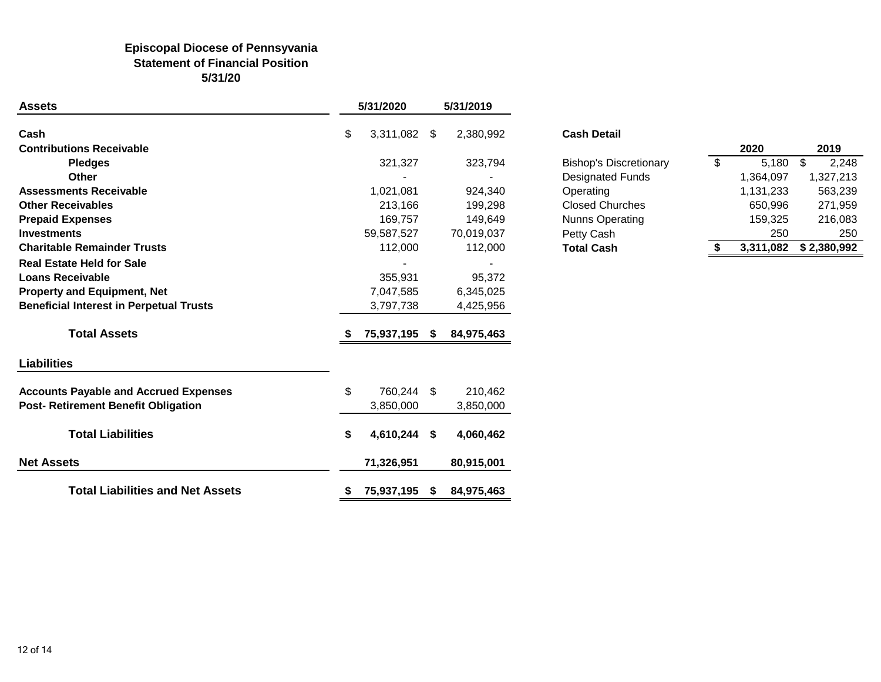# Episcopal Diocese of Pennsyvania
## Statement of Financial Position
### 5/31/20

| **Assets** | **5/31/2020** | **5/31/2019** |
|---|---|---|
| **Cash** | $ 3,311,082 | $ 2,380,992 |
| **Contributions Receivable** | | |
| **Pledges** | 321,327 | 323,794 |
| **Other** | - | - |
| **Assessments Receivable** | 1,021,081 | 924,340 |
| **Other Receivables** | 213,166 | 199,298 |
| **Prepaid Expenses** | 169,757 | 149,649 |
| **Investments** | 59,587,527 | 70,019,037 |
| **Charitable Remainder Trusts** | 112,000 | 112,000 |
| **Real Estate Held for Sale** | - | - |
| **Loans Receivable** | 355,931 | 95,372 |
| **Property and Equipment, Net** | 7,047,585 | 6,345,025 |
| **Beneficial Interest in Perpetual Trusts** | 3,797,738 | 4,425,956 |
| **Total Assets** | **$ 75,937,195** | **$ 84,975,463** |
| **Liabilities** | | |
| **Accounts Payable and Accrued Expenses** | $ 760,244 | $ 210,462 |
| **Post- Retirement Benefit Obligation** | 3,850,000 | 3,850,000 |
| **Total Liabilities** | **$ 4,610,244** | **$ 4,060,462** |
| **Net Assets** | **71,326,951** | **80,915,001** |
| **Total Liabilities and Net Assets** | **$ 75,937,195** | **$ 84,975,463** |

**Cash Detail**

| | **2020** | **2019** |
|---|---|---|
| Bishop's Discretionary | $ 5,180 | $ 2,248 |
| Designated Funds | 1,364,097 | 1,327,213 |
| Operating | 1,131,233 | 563,239 |
| Closed Churches | 650,996 | 271,959 |
| Nunns Operating | 159,325 | 216,083 |
| Petty Cash | 250 | 250 |
| **Total Cash** | **$ 3,311,082** | **$ 2,380,992** |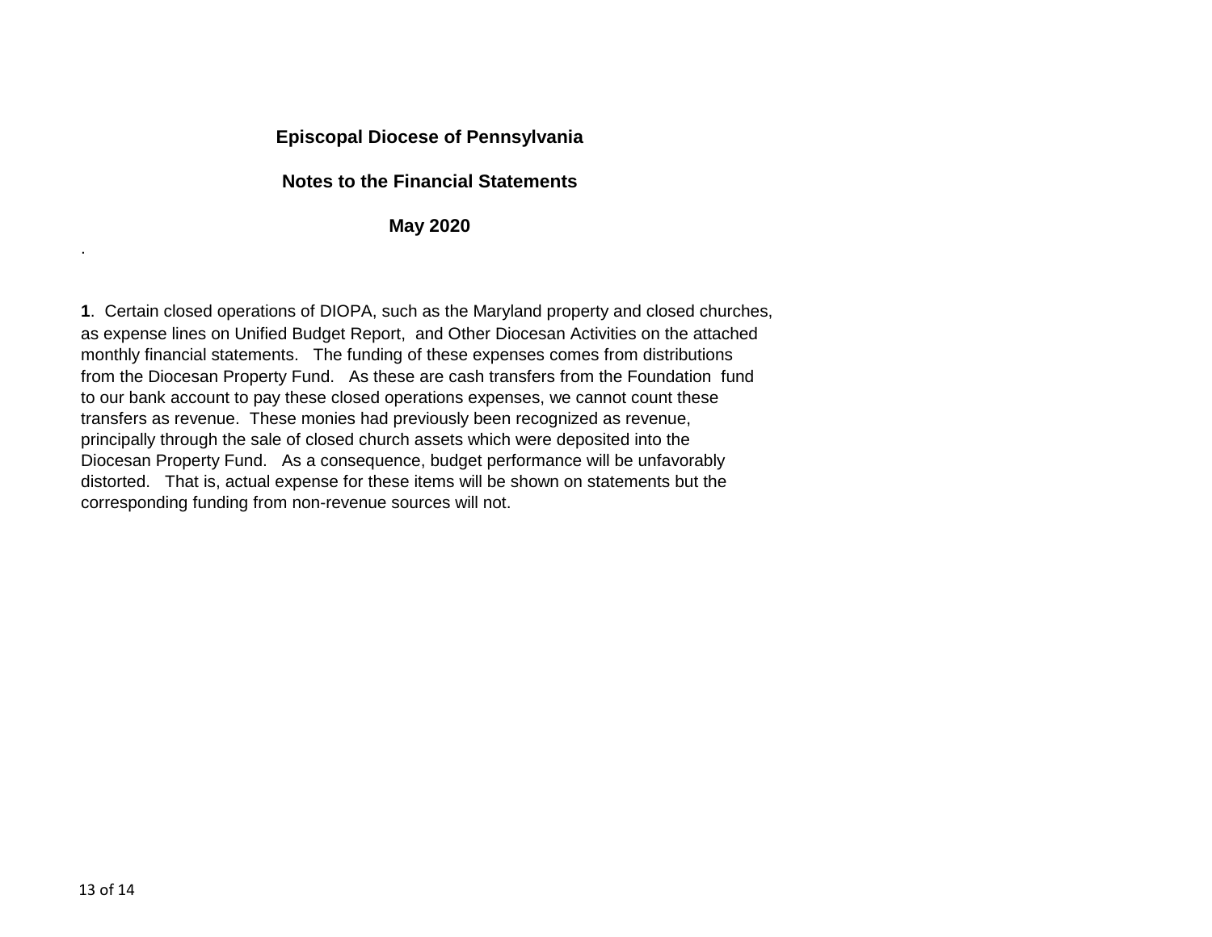**Episcopal Diocese of Pennsylvania**

**Notes to the Financial Statements**

**May 2020**

.

**1**. Certain closed operations of DIOPA, such as the Maryland property and closed churches, as expense lines on Unified Budget Report, and Other Diocesan Activities on the attached monthly financial statements. The funding of these expenses comes from distributions from the Diocesan Property Fund. As these are cash transfers from the Foundation fund to our bank account to pay these closed operations expenses, we cannot count these transfers as revenue. These monies had previously been recognized as revenue, principally through the sale of closed church assets which were deposited into the Diocesan Property Fund. As a consequence, budget performance will be unfavorably distorted. That is, actual expense for these items will be shown on statements but the corresponding funding from non-revenue sources will not.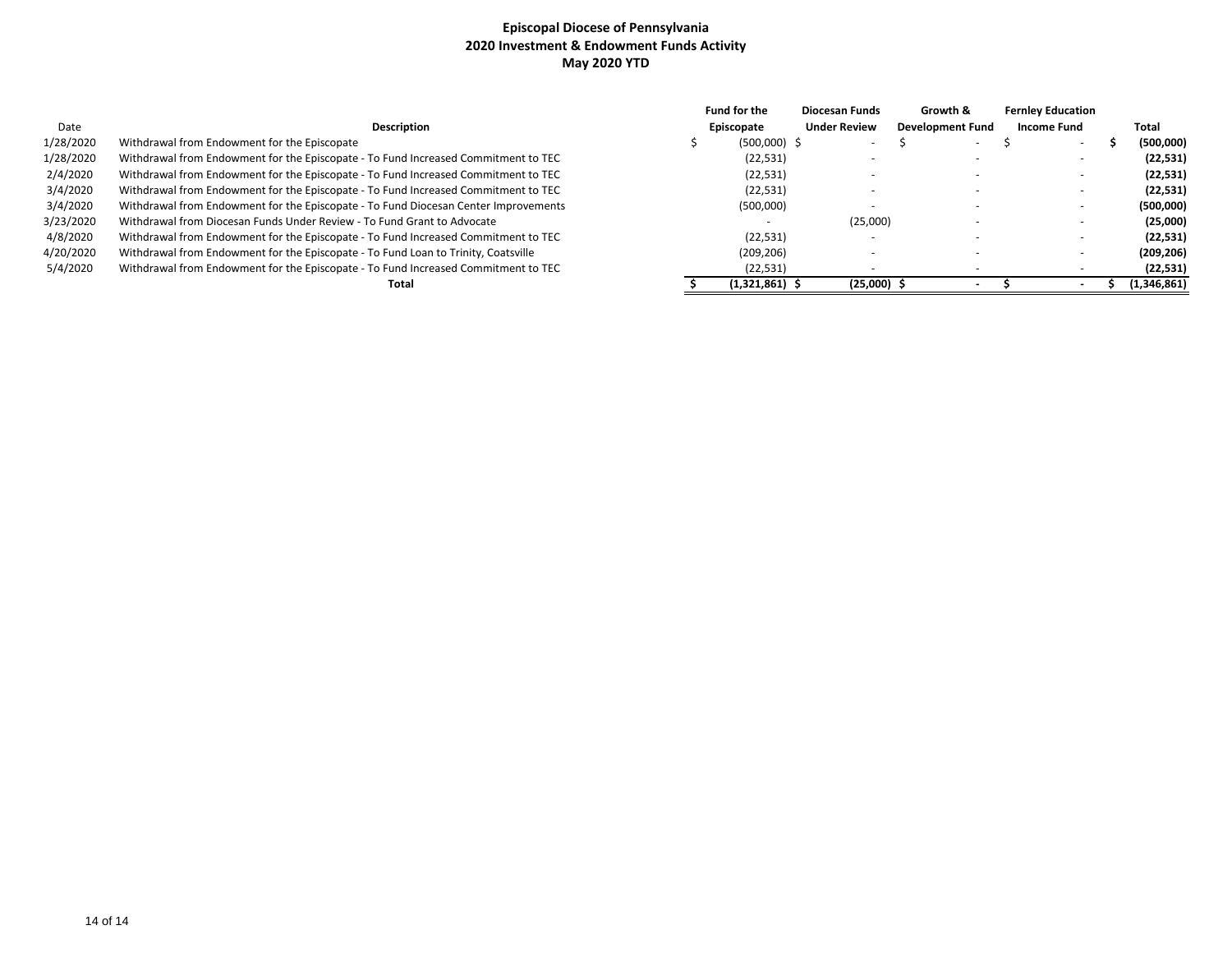**Episcopal Diocese of Pennsylvania**
**2020 Investment & Endowment Funds Activity**
**May 2020 YTD**

| Date | Description | Fund for the Episcopate | Diocesan Funds Under Review | Growth & Development Fund | Fernley Education Income Fund | Total |
|---|---|---|---|---|---|---|
| 1/28/2020 | Withdrawal from Endowment for the Episcopate | $ (500,000) | $ - | $ - | $ - | **$ (500,000)** |
| 1/28/2020 | Withdrawal from Endowment for the Episcopate - To Fund Increased Commitment to TEC | (22,531) | - | - | - | **(22,531)** |
| 2/4/2020 | Withdrawal from Endowment for the Episcopate - To Fund Increased Commitment to TEC | (22,531) | - | - | - | **(22,531)** |
| 3/4/2020 | Withdrawal from Endowment for the Episcopate - To Fund Increased Commitment to TEC | (22,531) | - | - | - | **(22,531)** |
| 3/4/2020 | Withdrawal from Endowment for the Episcopate - To Fund Diocesan Center Improvements | (500,000) | - | - | - | **(500,000)** |
| 3/23/2020 | Withdrawal from Diocesan Funds Under Review - To Fund Grant to Advocate | - | (25,000) | - | - | **(25,000)** |
| 4/8/2020 | Withdrawal from Endowment for the Episcopate - To Fund Increased Commitment to TEC | (22,531) | - | - | - | **(22,531)** |
| 4/20/2020 | Withdrawal from Endowment for the Episcopate - To Fund Loan to Trinity, Coatsville | (209,206) | - | - | - | **(209,206)** |
| 5/4/2020 | Withdrawal from Endowment for the Episcopate - To Fund Increased Commitment to TEC | (22,531) | - | - | - | **(22,531)** |
| | **Total** | **$ (1,321,861)** | **$ (25,000)** | **$ -** | **$ -** | **$ (1,346,861)** |